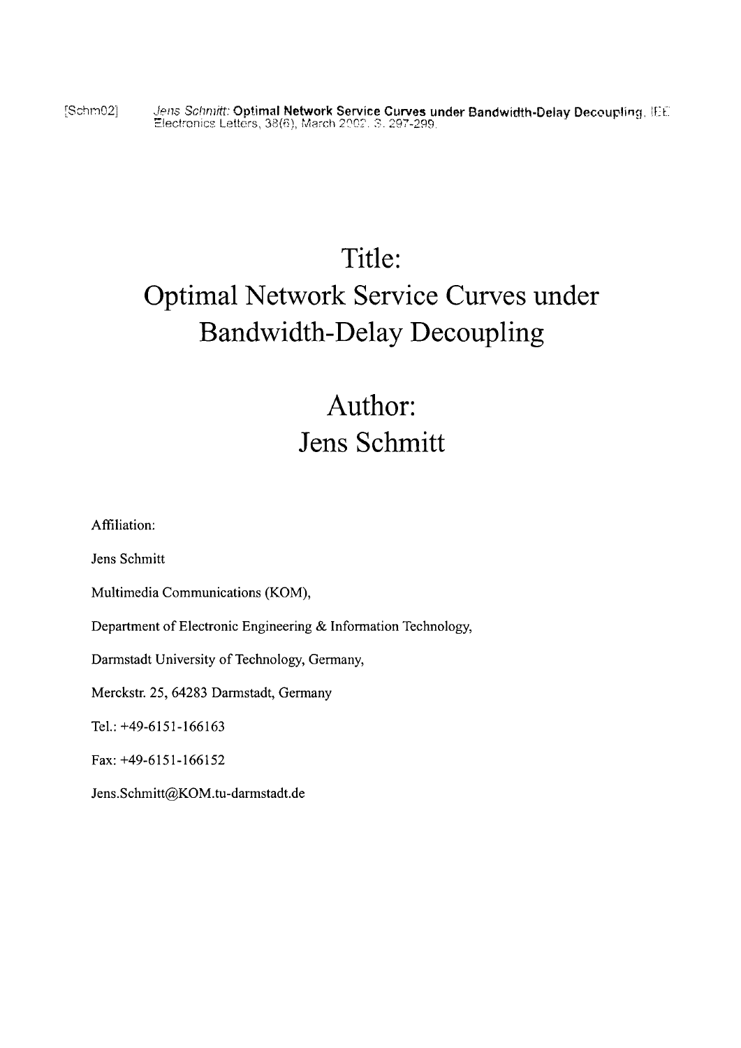[Schm02] *Jens Schmitt:* **Optimal Network Service Curves under Bandwidth-Delay Decoupling**, IEE Electronics Letters, 38(6), March 2002, S. 297-299.

# Title:
# Optimal Network Service Curves under Bandwidth-Delay Decoupling

# Author:
# Jens Schmitt

Affiliation:

Jens Schmitt

Multimedia Communications (KOM),

Department of Electronic Engineering & Information Technology,

Darmstadt University of Technology, Germany,

Merckstr. 25, 64283 Darmstadt, Germany

Tel.: +49-6151-166163

Fax: +49-6151-166152

Jens.Schmitt@KOM.tu-darmstadt.de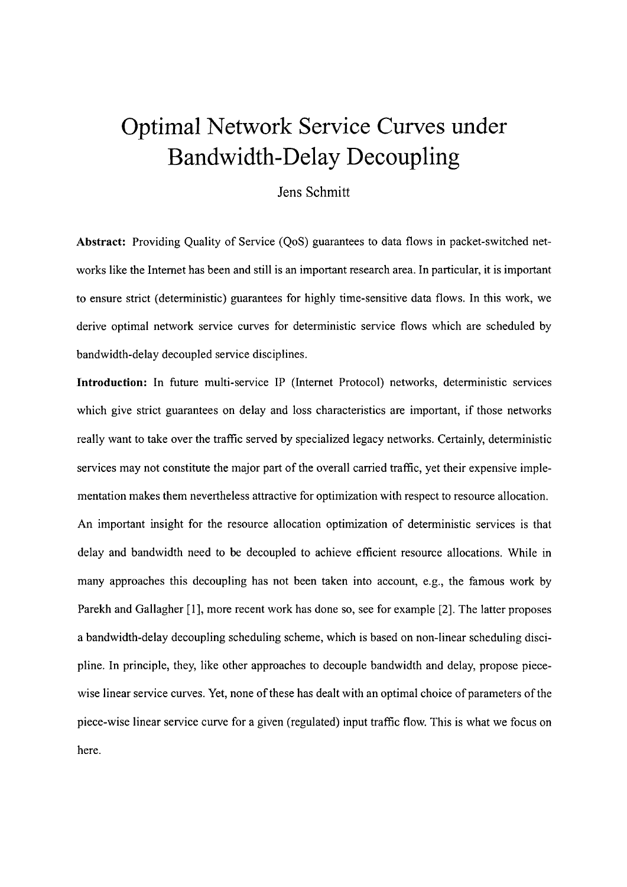# Optimal Network Service Curves under Bandwidth-Delay Decoupling

Jens Schmitt

**Abstract:** Providing Quality of Service (QoS) guarantees to data flows in packet-switched networks like the Internet has been and still is an important research area. In particular, it is important to ensure strict (deterministic) guarantees for highly time-sensitive data flows. In this work, we derive optimal network service curves for deterministic service flows which are scheduled by bandwidth-delay decoupled service disciplines.

**Introduction:** In future multi-service IP (Internet Protocol) networks, deterministic services which give strict guarantees on delay and loss characteristics are important, if those networks really want to take over the traffic served by specialized legacy networks. Certainly, deterministic services may not constitute the major part of the overall carried traffic, yet their expensive implementation makes them nevertheless attractive for optimization with respect to resource allocation.

An important insight for the resource allocation optimization of deterministic services is that delay and bandwidth need to be decoupled to achieve efficient resource allocations. While in many approaches this decoupling has not been taken into account, e.g., the famous work by Parekh and Gallagher [1], more recent work has done so, see for example [2]. The latter proposes a bandwidth-delay decoupling scheduling scheme, which is based on non-linear scheduling discipline. In principle, they, like other approaches to decouple bandwidth and delay, propose piece-wise linear service curves. Yet, none of these has dealt with an optimal choice of parameters of the piece-wise linear service curve for a given (regulated) input traffic flow. This is what we focus on here.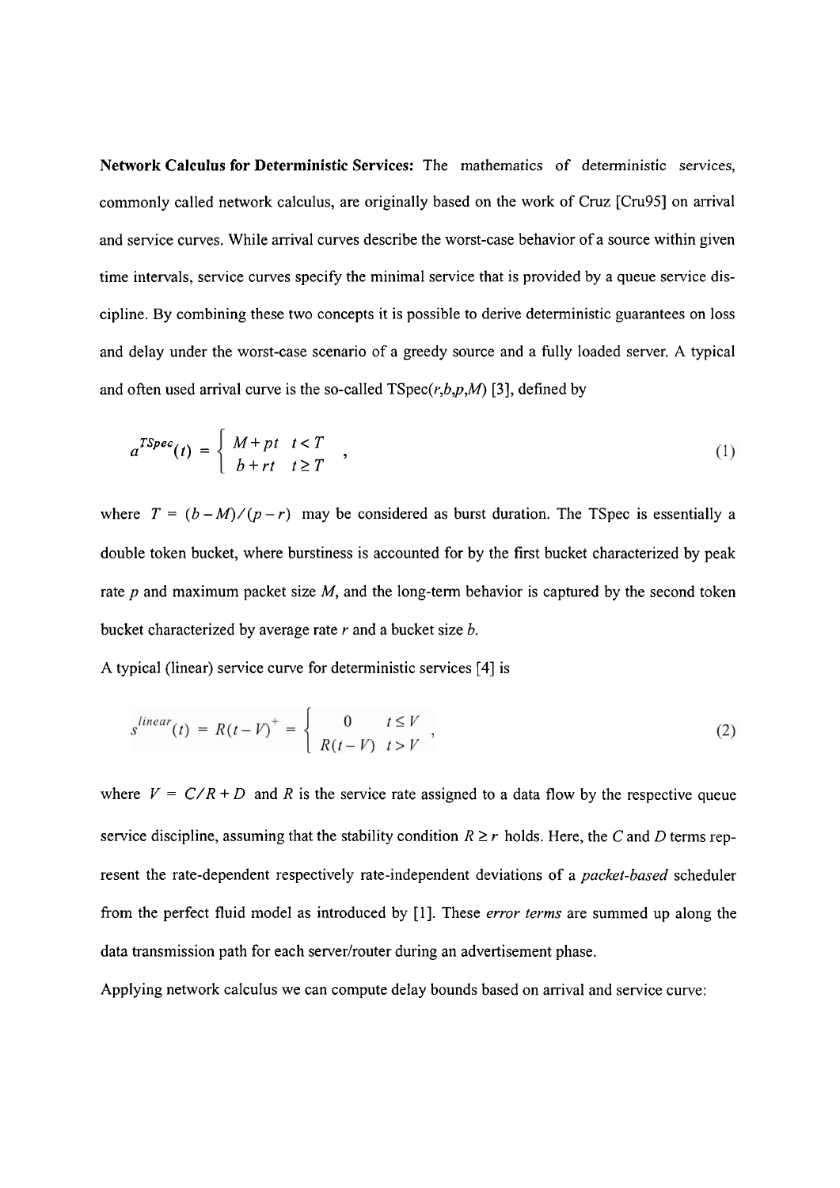**Network Calculus for Deterministic Services:** The mathematics of deterministic services, commonly called network calculus, are originally based on the work of Cruz [Cru95] on arrival and service curves. While arrival curves describe the worst-case behavior of a source within given time intervals, service curves specify the minimal service that is provided by a queue service discipline. By combining these two concepts it is possible to derive deterministic guarantees on loss and delay under the worst-case scenario of a greedy source and a fully loaded server. A typical and often used arrival curve is the so-called TSpec($r$,$b$,$p$,$M$) [3], defined by

$$a^{TSpec}(t) = \begin{cases} M + pt & t < T \\ b + rt & t \geq T \end{cases}, \tag{1}$$

where $T = (b - M)/(p - r)$ may be considered as burst duration. The TSpec is essentially a double token bucket, where burstiness is accounted for by the first bucket characterized by peak rate $p$ and maximum packet size $M$, and the long-term behavior is captured by the second token bucket characterized by average rate $r$ and a bucket size $b$.

A typical (linear) service curve for deterministic services [4] is

$$s^{linear}(t) = R(t - V)^{+} = \begin{cases} 0 & t \leq V \\ R(t - V) & t > V \end{cases}, \tag{2}$$

where $V = C/R + D$ and $R$ is the service rate assigned to a data flow by the respective queue service discipline, assuming that the stability condition $R \geq r$ holds. Here, the $C$ and $D$ terms represent the rate-dependent respectively rate-independent deviations of a *packet-based* scheduler from the perfect fluid model as introduced by [1]. These *error terms* are summed up along the data transmission path for each server/router during an advertisement phase.

Applying network calculus we can compute delay bounds based on arrival and service curve: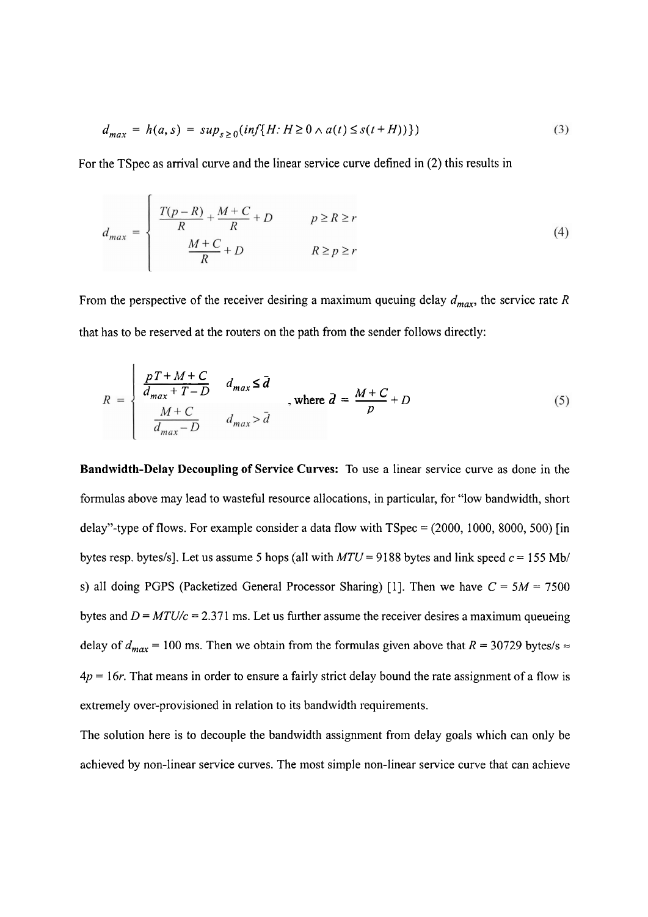$$d_{max} = h(a, s) = sup_{s \geq 0}(inf\{H: H \geq 0 \wedge a(t) \leq s(t + H))\}) \tag{3}$$

For the TSpec as arrival curve and the linear service curve defined in (2) this results in

$$d_{max} = \begin{cases} \frac{T(p-R)}{R} + \frac{M+C}{R} + D & p \geq R \geq r \\ \frac{M+C}{R} + D & R \geq p \geq r \end{cases} \tag{4}$$

From the perspective of the receiver desiring a maximum queuing delay $d_{max}$, the service rate $R$ that has to be reserved at the routers on the path from the sender follows directly:

$$R = \begin{cases} \frac{pT + M + C}{d_{max} + T - D} & d_{max} \leq \bar{d} \\ \frac{M+C}{d_{max} - D} & d_{max} > \bar{d} \end{cases}, \text{ where } \bar{d} = \frac{M+C}{p} + D \tag{5}$$

**Bandwidth-Delay Decoupling of Service Curves:** To use a linear service curve as done in the formulas above may lead to wasteful resource allocations, in particular, for "low bandwidth, short delay"-type of flows. For example consider a data flow with TSpec = (2000, 1000, 8000, 500) [in bytes resp. bytes/s]. Let us assume 5 hops (all with $MTU$ = 9188 bytes and link speed $c$ = 155 Mb/s) all doing PGPS (Packetized General Processor Sharing) [1]. Then we have $C = 5M = 7500$ bytes and $D = MTU/c = 2.371$ ms. Let us further assume the receiver desires a maximum queueing delay of $d_{max}$ = 100 ms. Then we obtain from the formulas given above that $R$ = 30729 bytes/s $\approx 4p = 16r$. That means in order to ensure a fairly strict delay bound the rate assignment of a flow is extremely over-provisioned in relation to its bandwidth requirements.

The solution here is to decouple the bandwidth assignment from delay goals which can only be achieved by non-linear service curves. The most simple non-linear service curve that can achieve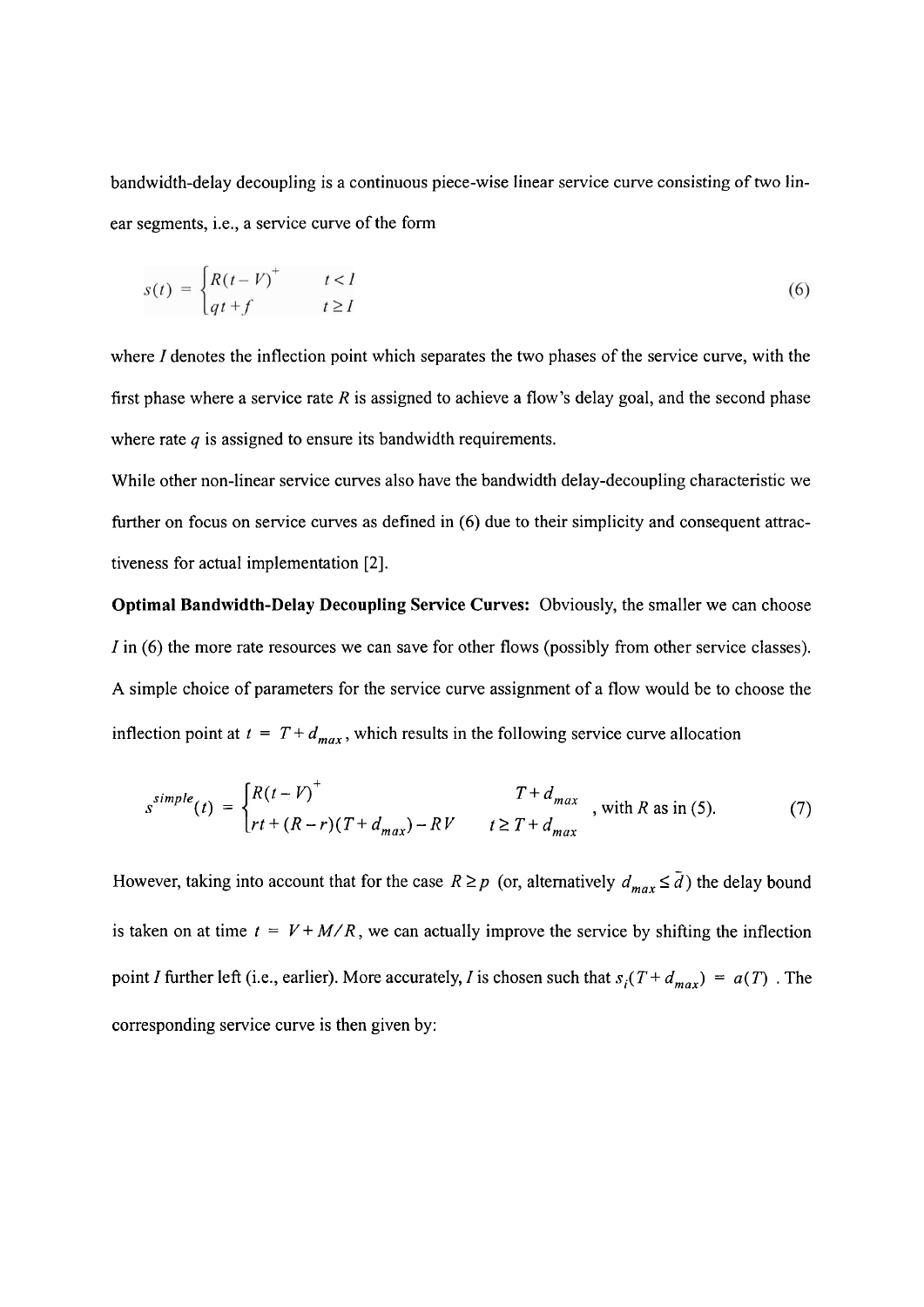bandwidth-delay decoupling is a continuous piece-wise linear service curve consisting of two linear segments, i.e., a service curve of the form

$$s(t) = \begin{cases} R(t-V)^+ & t < I \\ qt + f & t \geq I \end{cases} \tag{6}$$

where $I$ denotes the inflection point which separates the two phases of the service curve, with the first phase where a service rate $R$ is assigned to achieve a flow's delay goal, and the second phase where rate $q$ is assigned to ensure its bandwidth requirements.

While other non-linear service curves also have the bandwidth delay-decoupling characteristic we further on focus on service curves as defined in (6) due to their simplicity and consequent attractiveness for actual implementation [2].

**Optimal Bandwidth-Delay Decoupling Service Curves:** Obviously, the smaller we can choose $I$ in (6) the more rate resources we can save for other flows (possibly from other service classes). A simple choice of parameters for the service curve assignment of a flow would be to choose the inflection point at $t = T + d_{max}$, which results in the following service curve allocation

$$s^{simple}(t) = \begin{cases} R(t-V)^+ & T + d_{max} \\ rt + (R-r)(T + d_{max}) - RV & t \geq T + d_{max} \end{cases} \text{, with } R \text{ as in (5).} \tag{7}$$

However, taking into account that for the case $R \geq p$ (or, alternatively $d_{max} \leq \bar{d}$) the delay bound is taken on at time $t = V + M/R$, we can actually improve the service by shifting the inflection point $I$ further left (i.e., earlier). More accurately, $I$ is chosen such that $s_i(T + d_{max}) = a(T)$. The corresponding service curve is then given by: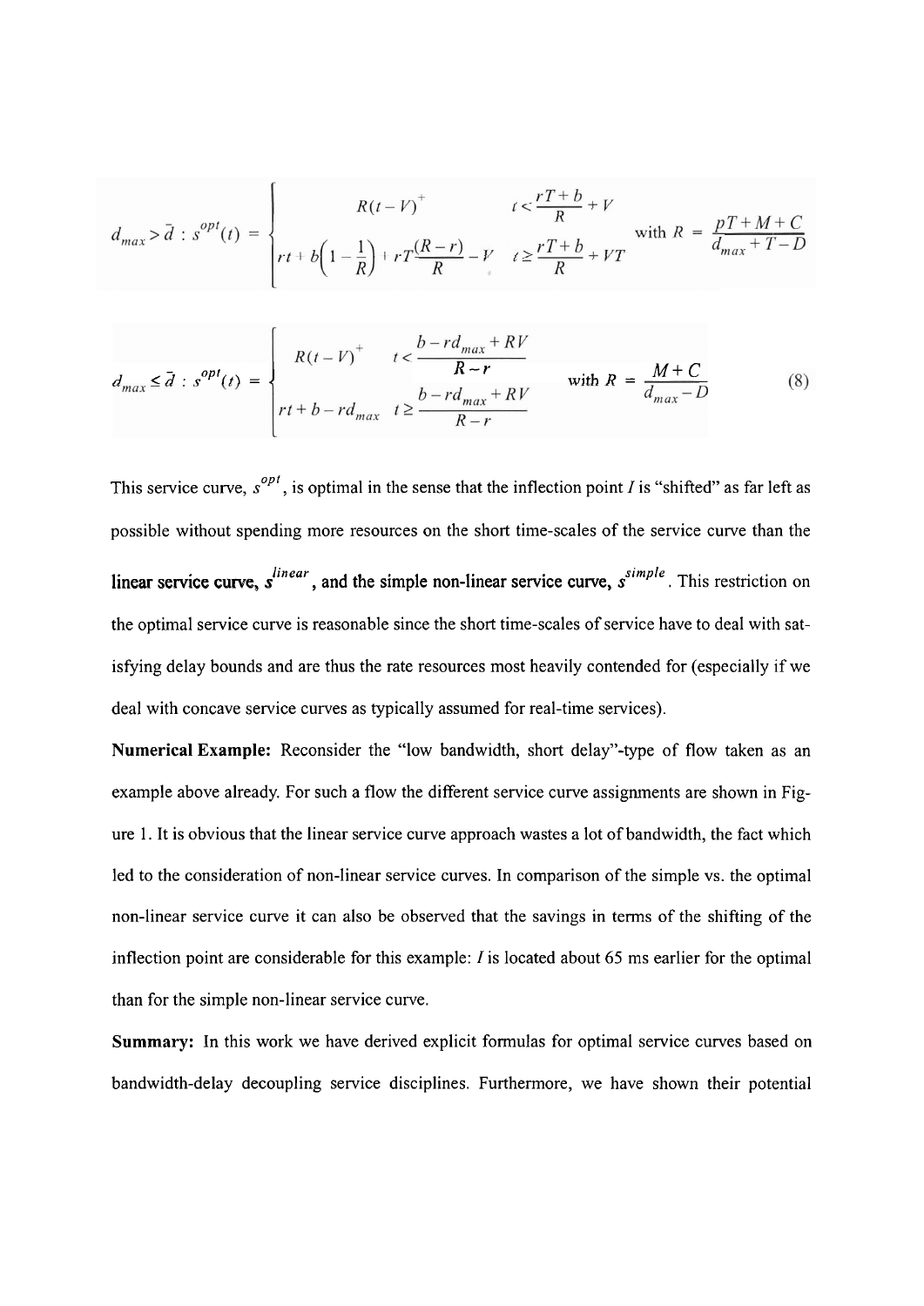$$d_{max} > \bar{d} : s^{opt}(t) = \begin{cases} R(t-V)^+ & t < \dfrac{rT+b}{R} + V \\ rt + b\left(1 - \dfrac{1}{R}\right) + rT\dfrac{(R-r)}{R} - V & t \geq \dfrac{rT+b}{R} + VT \end{cases} \quad \text{with } R = \frac{pT+M+C}{d_{max}+T-D}$$

$$d_{max} \leq \bar{d} : s^{opt}(t) = \begin{cases} R(t-V)^+ & t < \dfrac{b - rd_{max} + RV}{R-r} \\ rt + b - rd_{max} & t \geq \dfrac{b - rd_{max} + RV}{R-r} \end{cases} \quad \text{with } R = \frac{M+C}{d_{max}-D} \tag{8}$$

This service curve, $s^{opt}$, is optimal in the sense that the inflection point $I$ is "shifted" as far left as possible without spending more resources on the short time-scales of the service curve than the **linear service curve, $s^{linear}$, and the simple non-linear service curve, $s^{simple}$**. This restriction on the optimal service curve is reasonable since the short time-scales of service have to deal with satisfying delay bounds and are thus the rate resources most heavily contended for (especially if we deal with concave service curves as typically assumed for real-time services).

**Numerical Example:** Reconsider the "low bandwidth, short delay"-type of flow taken as an example above already. For such a flow the different service curve assignments are shown in Figure 1. It is obvious that the linear service curve approach wastes a lot of bandwidth, the fact which led to the consideration of non-linear service curves. In comparison of the simple vs. the optimal non-linear service curve it can also be observed that the savings in terms of the shifting of the inflection point are considerable for this example: $I$ is located about 65 ms earlier for the optimal than for the simple non-linear service curve.

**Summary:** In this work we have derived explicit formulas for optimal service curves based on bandwidth-delay decoupling service disciplines. Furthermore, we have shown their potential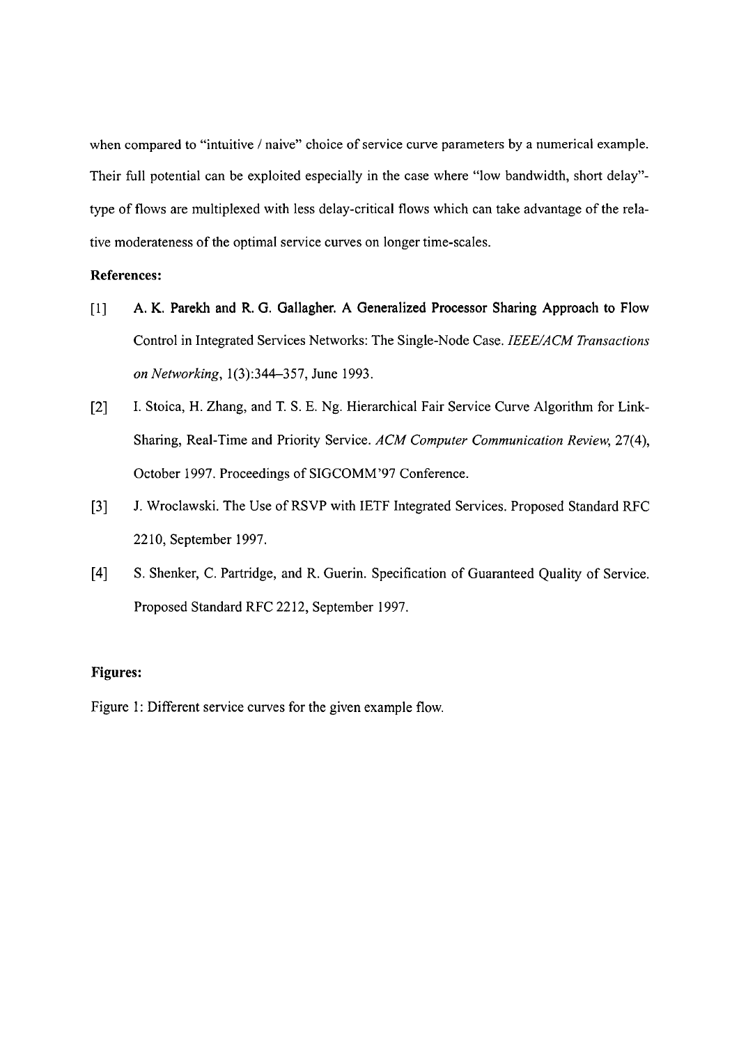when compared to "intuitive / naive" choice of service curve parameters by a numerical example. Their full potential can be exploited especially in the case where "low bandwidth, short delay"-type of flows are multiplexed with less delay-critical flows which can take advantage of the relative moderateness of the optimal service curves on longer time-scales.

**References:**

[1] A. K. Parekh and R. G. Gallagher. A Generalized Processor Sharing Approach to Flow Control in Integrated Services Networks: The Single-Node Case. *IEEE/ACM Transactions on Networking*, 1(3):344–357, June 1993.

[2] I. Stoica, H. Zhang, and T. S. E. Ng. Hierarchical Fair Service Curve Algorithm for Link-Sharing, Real-Time and Priority Service. *ACM Computer Communication Review*, 27(4), October 1997. Proceedings of SIGCOMM'97 Conference.

[3] J. Wroclawski. The Use of RSVP with IETF Integrated Services. Proposed Standard RFC 2210, September 1997.

[4] S. Shenker, C. Partridge, and R. Guerin. Specification of Guaranteed Quality of Service. Proposed Standard RFC 2212, September 1997.

**Figures:**

Figure 1: Different service curves for the given example flow.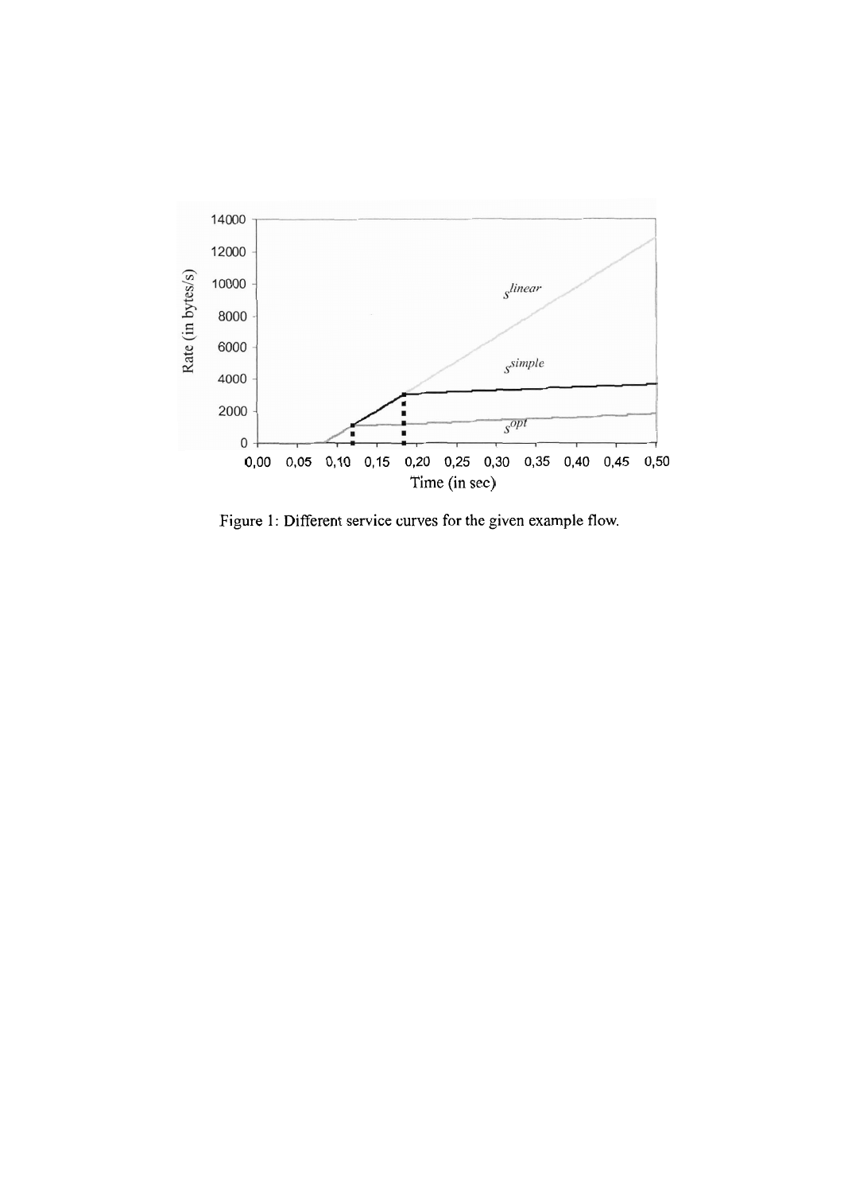Rate (in bytes/s)

14000

12000

10000

8000

6000

4000

2000

0

0,00 0,05 0,10 0,15 0,20 0,25 0,30 0,35 0,40 0,45 0,50

Time (in sec)

$s^{linear}$

$s^{simple}$

$s^{opt}$

Figure 1: Different service curves for the given example flow.